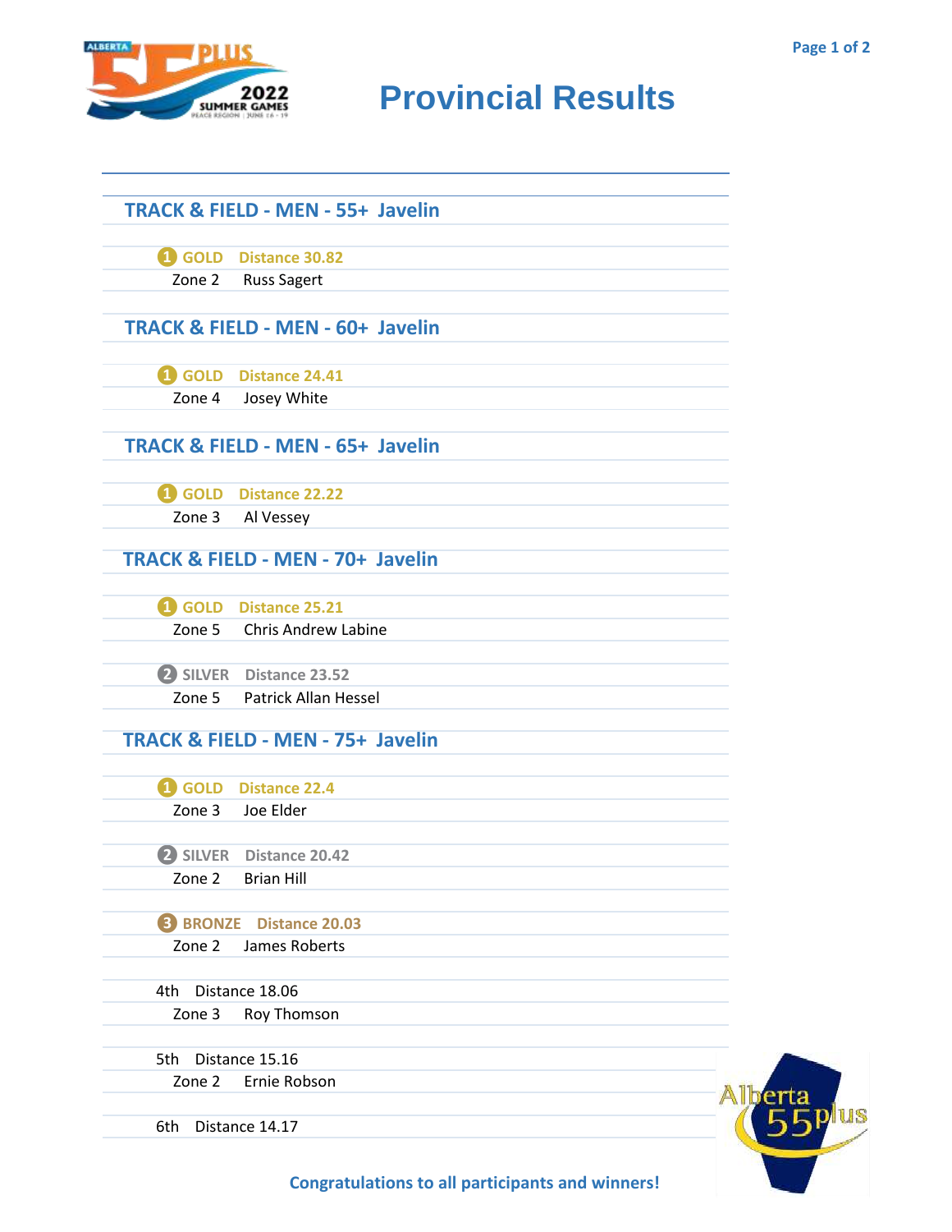# Provincial Results

## TRACK & FIELD - MEN - 55+ Javelin

**1 GOLD Distance 30.82**
Zone 2 Russ Sagert

## TRACK & FIELD - MEN - 60+ Javelin

**1 GOLD Distance 24.41**
Zone 4 Josey White

## TRACK & FIELD - MEN - 65+ Javelin

**1 GOLD Distance 22.22**
Zone 3 Al Vessey

## TRACK & FIELD - MEN - 70+ Javelin

**1 GOLD Distance 25.21**
Zone 5 Chris Andrew Labine

**2 SILVER Distance 23.52**
Zone 5 Patrick Allan Hessel

## TRACK & FIELD - MEN - 75+ Javelin

**1 GOLD Distance 22.4**
Zone 3 Joe Elder

**2 SILVER Distance 20.42**
Zone 2 Brian Hill

**3 BRONZE Distance 20.03**
Zone 2 James Roberts

4th Distance 18.06
Zone 3 Roy Thomson

5th Distance 15.16
Zone 2 Ernie Robson

6th Distance 14.17

**Congratulations to all participants and winners!**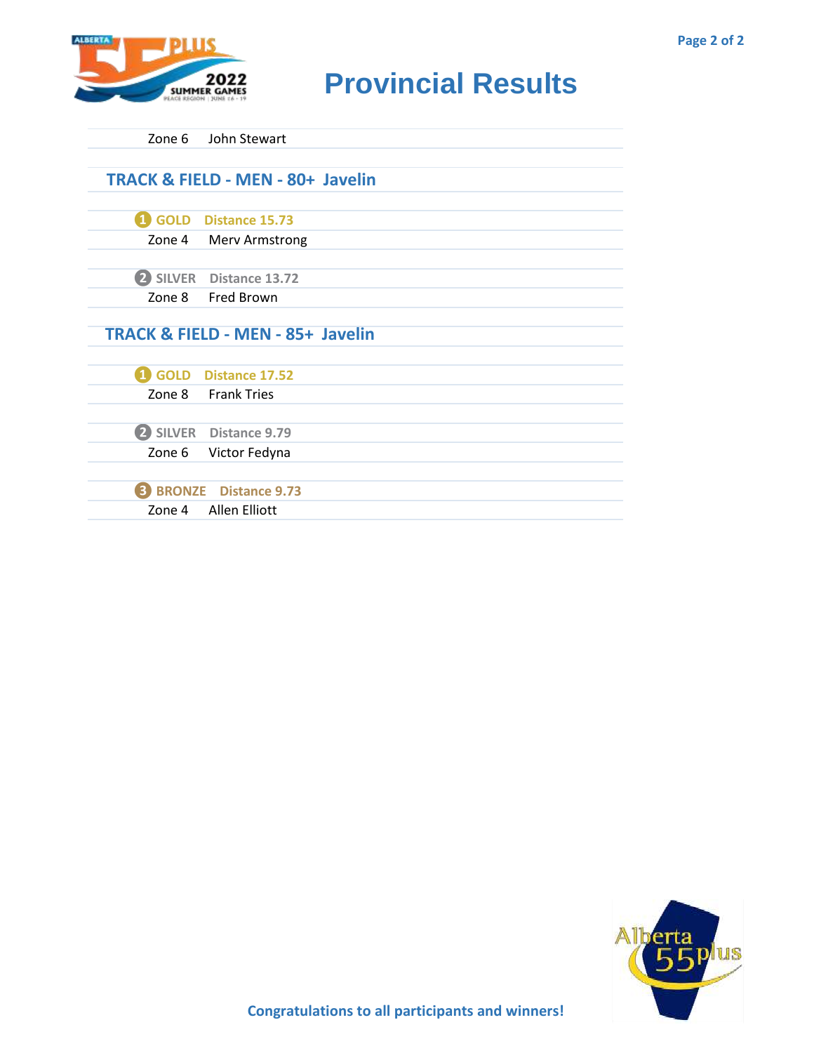Zone 6 John Stewart

## TRACK & FIELD - MEN - 80+ Javelin

1 GOLD Distance 15.73

Zone 4 Merv Armstrong

2 SILVER Distance 13.72

Zone 8 Fred Brown

## TRACK & FIELD - MEN - 85+ Javelin

1 GOLD Distance 17.52

Zone 8 Frank Tries

2 SILVER Distance 9.79

Zone 6 Victor Fedyna

3 BRONZE Distance 9.73

Zone 4 Allen Elliott

**Congratulations to all participants and winners!**